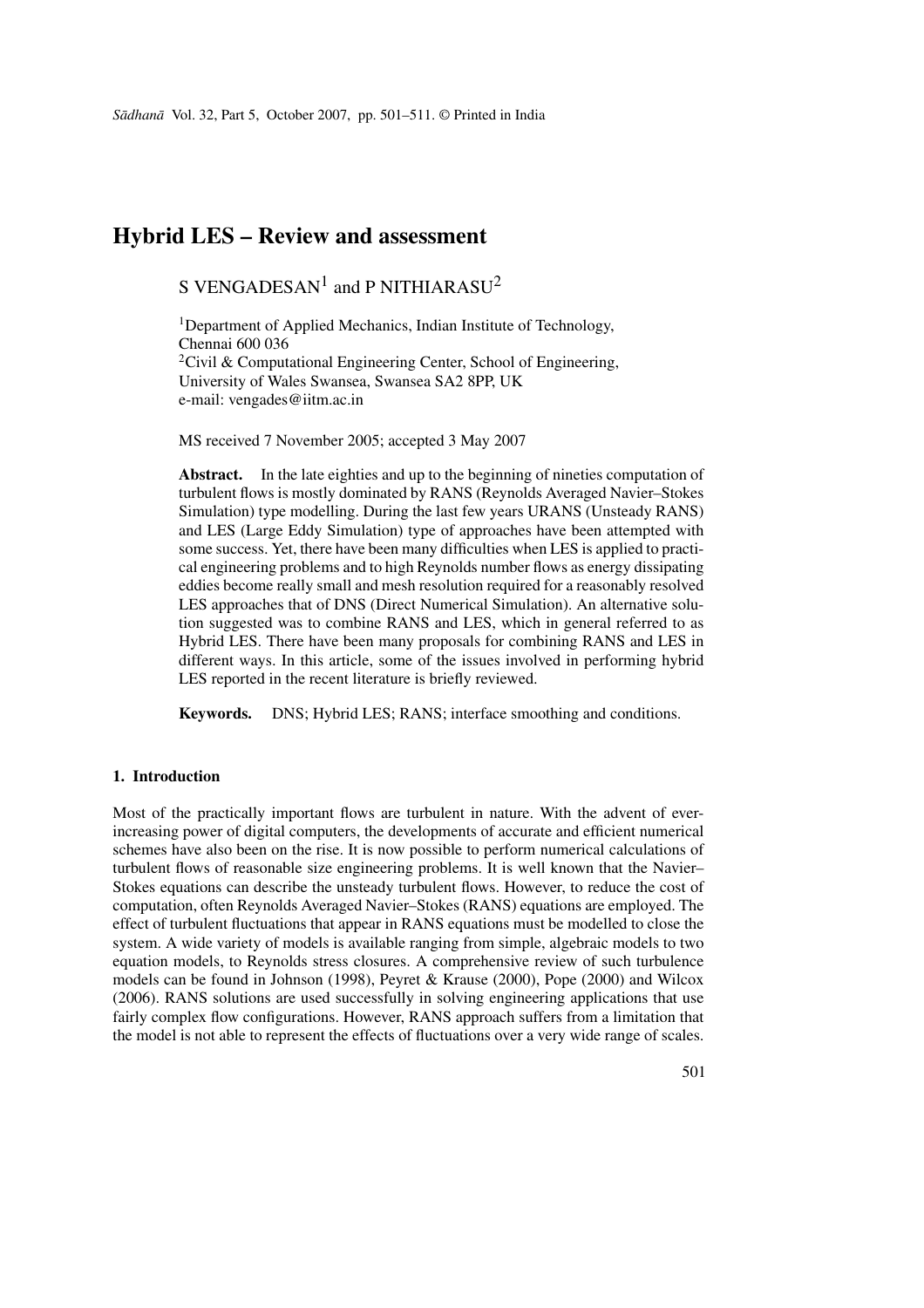# Hybrid LES – Review and assessment

S VENGADESAN[1] and P NITHIARASU[2]

[1]Department of Applied Mechanics, Indian Institute of Technology, Chennai 600 036
[2]Civil & Computational Engineering Center, School of Engineering, University of Wales Swansea, Swansea SA2 8PP, UK
e-mail: vengades@iitm.ac.in

MS received 7 November 2005; accepted 3 May 2007

**Abstract.** In the late eighties and up to the beginning of nineties computation of turbulent flows is mostly dominated by RANS (Reynolds Averaged Navier–Stokes Simulation) type modelling. During the last few years URANS (Unsteady RANS) and LES (Large Eddy Simulation) type of approaches have been attempted with some success. Yet, there have been many difficulties when LES is applied to practical engineering problems and to high Reynolds number flows as energy dissipating eddies become really small and mesh resolution required for a reasonably resolved LES approaches that of DNS (Direct Numerical Simulation). An alternative solution suggested was to combine RANS and LES, which in general referred to as Hybrid LES. There have been many proposals for combining RANS and LES in different ways. In this article, some of the issues involved in performing hybrid LES reported in the recent literature is briefly reviewed.

**Keywords.** DNS; Hybrid LES; RANS; interface smoothing and conditions.

## 1. Introduction

Most of the practically important flows are turbulent in nature. With the advent of ever-increasing power of digital computers, the developments of accurate and efficient numerical schemes have also been on the rise. It is now possible to perform numerical calculations of turbulent flows of reasonable size engineering problems. It is well known that the Navier–Stokes equations can describe the unsteady turbulent flows. However, to reduce the cost of computation, often Reynolds Averaged Navier–Stokes (RANS) equations are employed. The effect of turbulent fluctuations that appear in RANS equations must be modelled to close the system. A wide variety of models is available ranging from simple, algebraic models to two equation models, to Reynolds stress closures. A comprehensive review of such turbulence models can be found in Johnson (1998), Peyret & Krause (2000), Pope (2000) and Wilcox (2006). RANS solutions are used successfully in solving engineering applications that use fairly complex flow configurations. However, RANS approach suffers from a limitation that the model is not able to represent the effects of fluctuations over a very wide range of scales.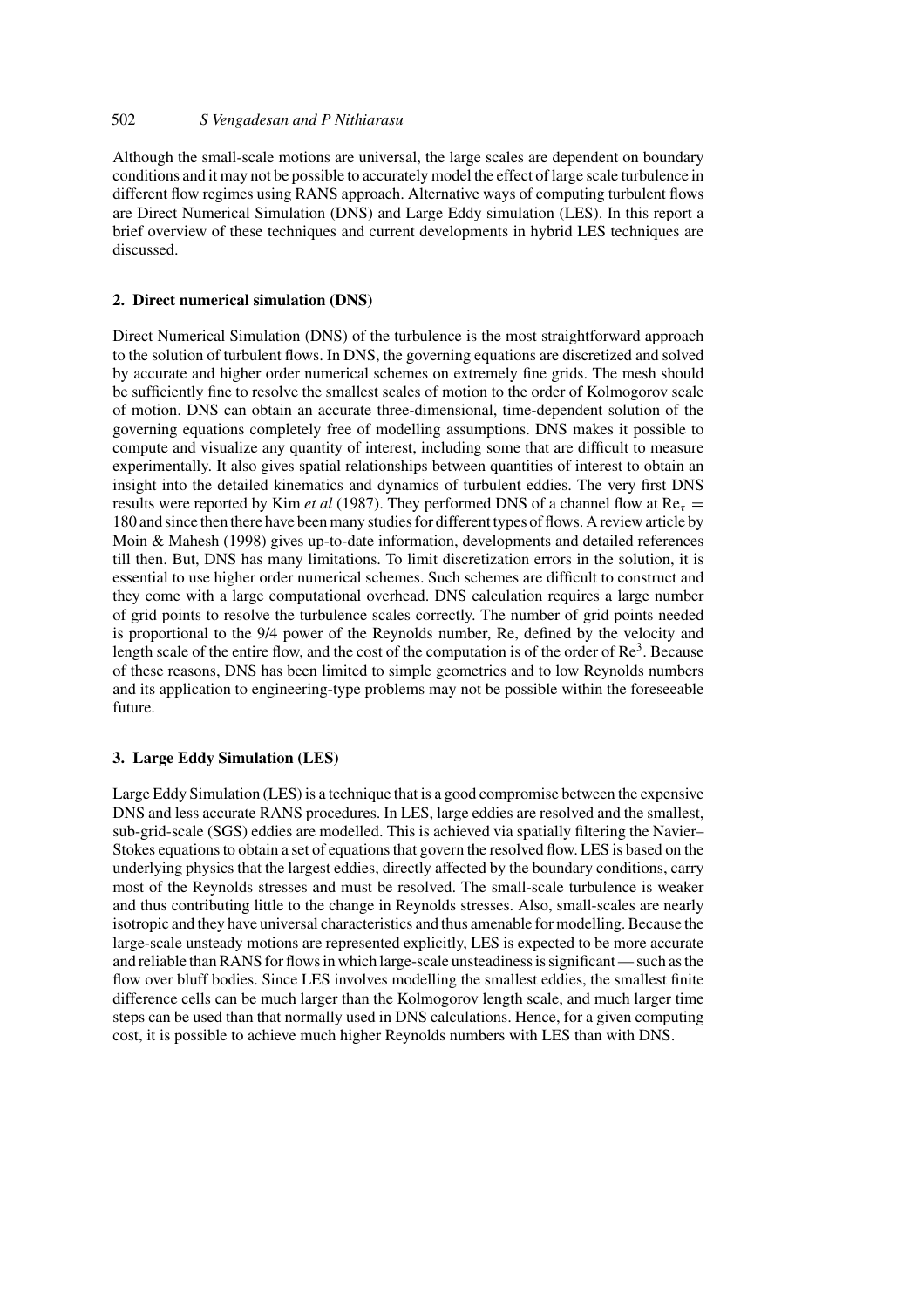Although the small-scale motions are universal, the large scales are dependent on boundary conditions and it may not be possible to accurately model the effect of large scale turbulence in different flow regimes using RANS approach. Alternative ways of computing turbulent flows are Direct Numerical Simulation (DNS) and Large Eddy simulation (LES). In this report a brief overview of these techniques and current developments in hybrid LES techniques are discussed.

## 2. Direct numerical simulation (DNS)

Direct Numerical Simulation (DNS) of the turbulence is the most straightforward approach to the solution of turbulent flows. In DNS, the governing equations are discretized and solved by accurate and higher order numerical schemes on extremely fine grids. The mesh should be sufficiently fine to resolve the smallest scales of motion to the order of Kolmogorov scale of motion. DNS can obtain an accurate three-dimensional, time-dependent solution of the governing equations completely free of modelling assumptions. DNS makes it possible to compute and visualize any quantity of interest, including some that are difficult to measure experimentally. It also gives spatial relationships between quantities of interest to obtain an insight into the detailed kinematics and dynamics of turbulent eddies. The very first DNS results were reported by Kim *et al* (1987). They performed DNS of a channel flow at $Re_\tau = 180$ and since then there have been many studies for different types of flows. A review article by Moin & Mahesh (1998) gives up-to-date information, developments and detailed references till then. But, DNS has many limitations. To limit discretization errors in the solution, it is essential to use higher order numerical schemes. Such schemes are difficult to construct and they come with a large computational overhead. DNS calculation requires a large number of grid points to resolve the turbulence scales correctly. The number of grid points needed is proportional to the 9/4 power of the Reynolds number, Re, defined by the velocity and length scale of the entire flow, and the cost of the computation is of the order of $Re^3$. Because of these reasons, DNS has been limited to simple geometries and to low Reynolds numbers and its application to engineering-type problems may not be possible within the foreseeable future.

## 3. Large Eddy Simulation (LES)

Large Eddy Simulation (LES) is a technique that is a good compromise between the expensive DNS and less accurate RANS procedures. In LES, large eddies are resolved and the smallest, sub-grid-scale (SGS) eddies are modelled. This is achieved via spatially filtering the Navier–Stokes equations to obtain a set of equations that govern the resolved flow. LES is based on the underlying physics that the largest eddies, directly affected by the boundary conditions, carry most of the Reynolds stresses and must be resolved. The small-scale turbulence is weaker and thus contributing little to the change in Reynolds stresses. Also, small-scales are nearly isotropic and they have universal characteristics and thus amenable for modelling. Because the large-scale unsteady motions are represented explicitly, LES is expected to be more accurate and reliable than RANS for flows in which large-scale unsteadiness is significant — such as the flow over bluff bodies. Since LES involves modelling the smallest eddies, the smallest finite difference cells can be much larger than the Kolmogorov length scale, and much larger time steps can be used than that normally used in DNS calculations. Hence, for a given computing cost, it is possible to achieve much higher Reynolds numbers with LES than with DNS.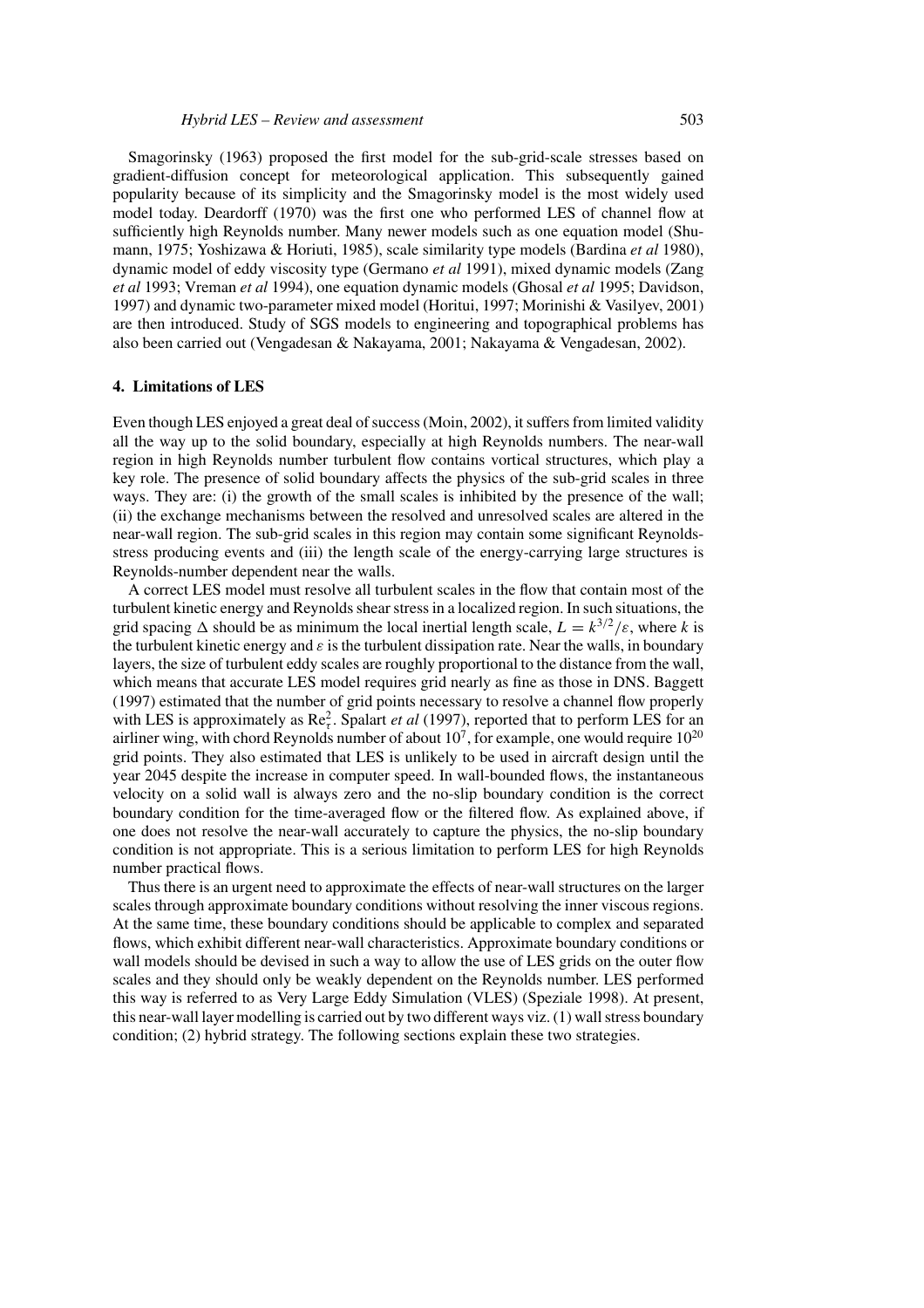Smagorinsky (1963) proposed the first model for the sub-grid-scale stresses based on gradient-diffusion concept for meteorological application. This subsequently gained popularity because of its simplicity and the Smagorinsky model is the most widely used model today. Deardorff (1970) was the first one who performed LES of channel flow at sufficiently high Reynolds number. Many newer models such as one equation model (Shumann, 1975; Yoshizawa & Horiuti, 1985), scale similarity type models (Bardina *et al* 1980), dynamic model of eddy viscosity type (Germano *et al* 1991), mixed dynamic models (Zang *et al* 1993; Vreman *et al* 1994), one equation dynamic models (Ghosal *et al* 1995; Davidson, 1997) and dynamic two-parameter mixed model (Horitui, 1997; Morinishi & Vasilyev, 2001) are then introduced. Study of SGS models to engineering and topographical problems has also been carried out (Vengadesan & Nakayama, 2001; Nakayama & Vengadesan, 2002).

## 4. Limitations of LES

Even though LES enjoyed a great deal of success (Moin, 2002), it suffers from limited validity all the way up to the solid boundary, especially at high Reynolds numbers. The near-wall region in high Reynolds number turbulent flow contains vortical structures, which play a key role. The presence of solid boundary affects the physics of the sub-grid scales in three ways. They are: (i) the growth of the small scales is inhibited by the presence of the wall; (ii) the exchange mechanisms between the resolved and unresolved scales are altered in the near-wall region. The sub-grid scales in this region may contain some significant Reynolds-stress producing events and (iii) the length scale of the energy-carrying large structures is Reynolds-number dependent near the walls.

A correct LES model must resolve all turbulent scales in the flow that contain most of the turbulent kinetic energy and Reynolds shear stress in a localized region. In such situations, the grid spacing $\Delta$ should be as minimum the local inertial length scale, $L = k^{3/2}/\varepsilon$, where $k$ is the turbulent kinetic energy and $\varepsilon$ is the turbulent dissipation rate. Near the walls, in boundary layers, the size of turbulent eddy scales are roughly proportional to the distance from the wall, which means that accurate LES model requires grid nearly as fine as those in DNS. Baggett (1997) estimated that the number of grid points necessary to resolve a channel flow properly with LES is approximately as $\mathrm{Re}_\tau^2$. Spalart *et al* (1997), reported that to perform LES for an airliner wing, with chord Reynolds number of about $10^7$, for example, one would require $10^{20}$ grid points. They also estimated that LES is unlikely to be used in aircraft design until the year 2045 despite the increase in computer speed. In wall-bounded flows, the instantaneous velocity on a solid wall is always zero and the no-slip boundary condition is the correct boundary condition for the time-averaged flow or the filtered flow. As explained above, if one does not resolve the near-wall accurately to capture the physics, the no-slip boundary condition is not appropriate. This is a serious limitation to perform LES for high Reynolds number practical flows.

Thus there is an urgent need to approximate the effects of near-wall structures on the larger scales through approximate boundary conditions without resolving the inner viscous regions. At the same time, these boundary conditions should be applicable to complex and separated flows, which exhibit different near-wall characteristics. Approximate boundary conditions or wall models should be devised in such a way to allow the use of LES grids on the outer flow scales and they should only be weakly dependent on the Reynolds number. LES performed this way is referred to as Very Large Eddy Simulation (VLES) (Speziale 1998). At present, this near-wall layer modelling is carried out by two different ways viz. (1) wall stress boundary condition; (2) hybrid strategy. The following sections explain these two strategies.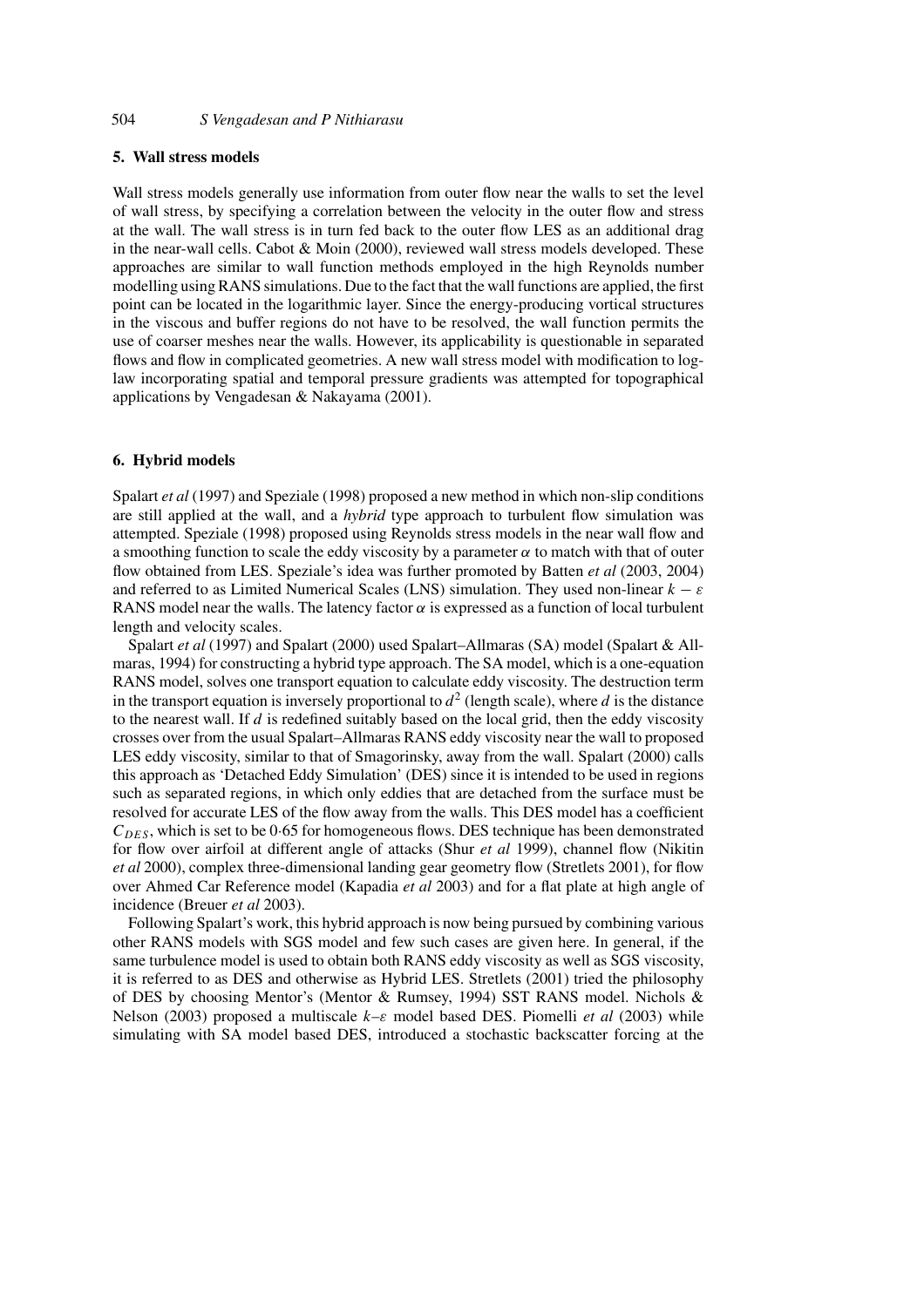## 5. Wall stress models

Wall stress models generally use information from outer flow near the walls to set the level of wall stress, by specifying a correlation between the velocity in the outer flow and stress at the wall. The wall stress is in turn fed back to the outer flow LES as an additional drag in the near-wall cells. Cabot & Moin (2000), reviewed wall stress models developed. These approaches are similar to wall function methods employed in the high Reynolds number modelling using RANS simulations. Due to the fact that the wall functions are applied, the first point can be located in the logarithmic layer. Since the energy-producing vortical structures in the viscous and buffer regions do not have to be resolved, the wall function permits the use of coarser meshes near the walls. However, its applicability is questionable in separated flows and flow in complicated geometries. A new wall stress model with modification to log-law incorporating spatial and temporal pressure gradients was attempted for topographical applications by Vengadesan & Nakayama (2001).

## 6. Hybrid models

Spalart *et al* (1997) and Speziale (1998) proposed a new method in which non-slip conditions are still applied at the wall, and a *hybrid* type approach to turbulent flow simulation was attempted. Speziale (1998) proposed using Reynolds stress models in the near wall flow and a smoothing function to scale the eddy viscosity by a parameter $\alpha$ to match with that of outer flow obtained from LES. Speziale's idea was further promoted by Batten *et al* (2003, 2004) and referred to as Limited Numerical Scales (LNS) simulation. They used non-linear $k - \varepsilon$ RANS model near the walls. The latency factor $\alpha$ is expressed as a function of local turbulent length and velocity scales.

Spalart *et al* (1997) and Spalart (2000) used Spalart–Allmaras (SA) model (Spalart & Allmaras, 1994) for constructing a hybrid type approach. The SA model, which is a one-equation RANS model, solves one transport equation to calculate eddy viscosity. The destruction term in the transport equation is inversely proportional to $d^2$ (length scale), where $d$ is the distance to the nearest wall. If $d$ is redefined suitably based on the local grid, then the eddy viscosity crosses over from the usual Spalart–Allmaras RANS eddy viscosity near the wall to proposed LES eddy viscosity, similar to that of Smagorinsky, away from the wall. Spalart (2000) calls this approach as 'Detached Eddy Simulation' (DES) since it is intended to be used in regions such as separated regions, in which only eddies that are detached from the surface must be resolved for accurate LES of the flow away from the walls. This DES model has a coefficient $C_{DES}$, which is set to be 0·65 for homogeneous flows. DES technique has been demonstrated for flow over airfoil at different angle of attacks (Shur *et al* 1999), channel flow (Nikitin *et al* 2000), complex three-dimensional landing gear geometry flow (Stretlets 2001), for flow over Ahmed Car Reference model (Kapadia *et al* 2003) and for a flat plate at high angle of incidence (Breuer *et al* 2003).

Following Spalart's work, this hybrid approach is now being pursued by combining various other RANS models with SGS model and few such cases are given here. In general, if the same turbulence model is used to obtain both RANS eddy viscosity as well as SGS viscosity, it is referred to as DES and otherwise as Hybrid LES. Stretlets (2001) tried the philosophy of DES by choosing Mentor's (Mentor & Rumsey, 1994) SST RANS model. Nichols & Nelson (2003) proposed a multiscale $k$–$\varepsilon$ model based DES. Piomelli *et al* (2003) while simulating with SA model based DES, introduced a stochastic backscatter forcing at the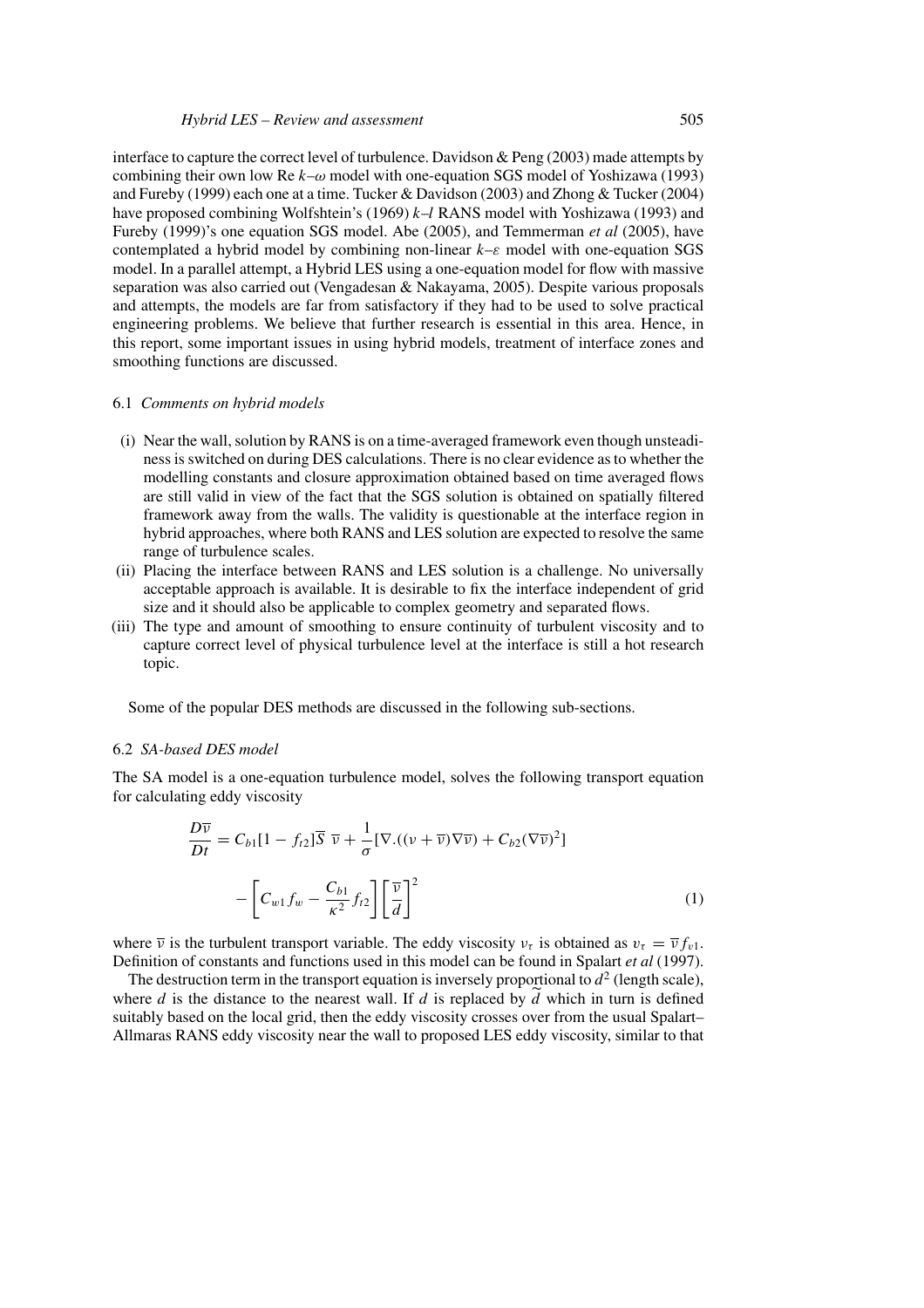interface to capture the correct level of turbulence. Davidson & Peng (2003) made attempts by combining their own low Re $k$–$\omega$ model with one-equation SGS model of Yoshizawa (1993) and Fureby (1999) each one at a time. Tucker & Davidson (2003) and Zhong & Tucker (2004) have proposed combining Wolfshtein's (1969) $k$–$l$ RANS model with Yoshizawa (1993) and Fureby (1999)'s one equation SGS model. Abe (2005), and Temmerman *et al* (2005), have contemplated a hybrid model by combining non-linear $k$–$\varepsilon$ model with one-equation SGS model. In a parallel attempt, a Hybrid LES using a one-equation model for flow with massive separation was also carried out (Vengadesan & Nakayama, 2005). Despite various proposals and attempts, the models are far from satisfactory if they had to be used to solve practical engineering problems. We believe that further research is essential in this area. Hence, in this report, some important issues in using hybrid models, treatment of interface zones and smoothing functions are discussed.

### 6.1 *Comments on hybrid models*

- (i) Near the wall, solution by RANS is on a time-averaged framework even though unsteadiness is switched on during DES calculations. There is no clear evidence as to whether the modelling constants and closure approximation obtained based on time averaged flows are still valid in view of the fact that the SGS solution is obtained on spatially filtered framework away from the walls. The validity is questionable at the interface region in hybrid approaches, where both RANS and LES solution are expected to resolve the same range of turbulence scales.
- (ii) Placing the interface between RANS and LES solution is a challenge. No universally acceptable approach is available. It is desirable to fix the interface independent of grid size and it should also be applicable to complex geometry and separated flows.
- (iii) The type and amount of smoothing to ensure continuity of turbulent viscosity and to capture correct level of physical turbulence level at the interface is still a hot research topic.

Some of the popular DES methods are discussed in the following sub-sections.

### 6.2 *SA-based DES model*

The SA model is a one-equation turbulence model, solves the following transport equation for calculating eddy viscosity

$$
\frac{D\overline{v}}{Dt} = C_{b1}[1 - f_{t2}]\overline{S}\ \overline{v} + \frac{1}{\sigma}[\nabla.((\nu + \overline{v})\nabla\overline{v}) + C_{b2}(\nabla\overline{v})^2] - \left[C_{w1} f_w - \frac{C_{b1}}{\kappa^2} f_{t2}\right]\left[\frac{\overline{v}}{d}\right]^2 \tag{1}
$$

where $\overline{v}$ is the turbulent transport variable. The eddy viscosity $v_\tau$ is obtained as $v_\tau = \overline{v} f_{v1}$. Definition of constants and functions used in this model can be found in Spalart *et al* (1997).

The destruction term in the transport equation is inversely proportional to $d^2$ (length scale), where $d$ is the distance to the nearest wall. If $d$ is replaced by $\widetilde{d}$ which in turn is defined suitably based on the local grid, then the eddy viscosity crosses over from the usual Spalart–Allmaras RANS eddy viscosity near the wall to proposed LES eddy viscosity, similar to that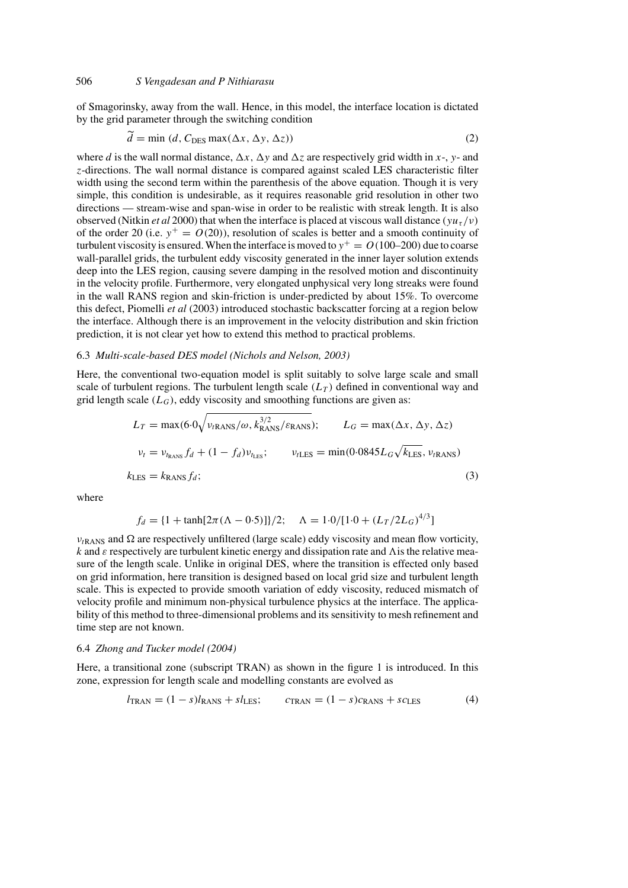of Smagorinsky, away from the wall. Hence, in this model, the interface location is dictated by the grid parameter through the switching condition

$$\widetilde{d} = \min\,(d, C_{\text{DES}} \max(\Delta x, \Delta y, \Delta z)) \tag{2}$$

where $d$ is the wall normal distance, $\Delta x$, $\Delta y$ and $\Delta z$ are respectively grid width in $x$-, $y$- and $z$-directions. The wall normal distance is compared against scaled LES characteristic filter width using the second term within the parenthesis of the above equation. Though it is very simple, this condition is undesirable, as it requires reasonable grid resolution in other two directions — stream-wise and span-wise in order to be realistic with streak length. It is also observed (Nitkin *et al* 2000) that when the interface is placed at viscous wall distance $(yu_\tau/\nu)$ of the order 20 (i.e. $y^+ = O(20)$), resolution of scales is better and a smooth continuity of turbulent viscosity is ensured. When the interface is moved to $y^+ = O(100\text{–}200)$ due to coarse wall-parallel grids, the turbulent eddy viscosity generated in the inner layer solution extends deep into the LES region, causing severe damping in the resolved motion and discontinuity in the velocity profile. Furthermore, very elongated unphysical very long streaks were found in the wall RANS region and skin-friction is under-predicted by about 15%. To overcome this defect, Piomelli *et al* (2003) introduced stochastic backscatter forcing at a region below the interface. Although there is an improvement in the velocity distribution and skin friction prediction, it is not clear yet how to extend this method to practical problems.

### 6.3 *Multi-scale-based DES model (Nichols and Nelson, 2003)*

Here, the conventional two-equation model is split suitably to solve large scale and small scale of turbulent regions. The turbulent length scale ($L_T$) defined in conventional way and grid length scale ($L_G$), eddy viscosity and smoothing functions are given as:

$$\begin{aligned}
&L_T = \max(6{\cdot}0\sqrt{\nu_{t\text{RANS}}/\omega}, k_{\text{RANS}}^{3/2}/\varepsilon_{\text{RANS}}); \qquad L_G = \max(\Delta x, \Delta y, \Delta z)\\
&\nu_t = \nu_{t_{\text{RANS}}} f_d + (1 - f_d)\nu_{t_{\text{LES}}}; \qquad \nu_{t\text{LES}} = \min(0{\cdot}0845 L_G\sqrt{k_{\text{LES}}}, \nu_{t\text{RANS}})\\
&k_{\text{LES}} = k_{\text{RANS}} f_d;
\end{aligned} \tag{3}$$

where

$$f_d = \{1 + \tanh[2\pi(\Lambda - 0{\cdot}5)]\}/2; \quad \Lambda = 1{\cdot}0/[1{\cdot}0 + (L_T/2L_G)^{4/3}]$$

$\nu_{t\text{RANS}}$ and $\Omega$ are respectively unfiltered (large scale) eddy viscosity and mean flow vorticity, $k$ and $\varepsilon$ respectively are turbulent kinetic energy and dissipation rate and $\Lambda$ is the relative measure of the length scale. Unlike in original DES, where the transition is effected only based on grid information, here transition is designed based on local grid size and turbulent length scale. This is expected to provide smooth variation of eddy viscosity, reduced mismatch of velocity profile and minimum non-physical turbulence physics at the interface. The applicability of this method to three-dimensional problems and its sensitivity to mesh refinement and time step are not known.

### 6.4 *Zhong and Tucker model (2004)*

Here, a transitional zone (subscript TRAN) as shown in the figure 1 is introduced. In this zone, expression for length scale and modelling constants are evolved as

$$l_{\text{TRAN}} = (1 - s)l_{\text{RANS}} + s l_{\text{LES}}; \qquad c_{\text{TRAN}} = (1 - s)c_{\text{RANS}} + s c_{\text{LES}} \tag{4}$$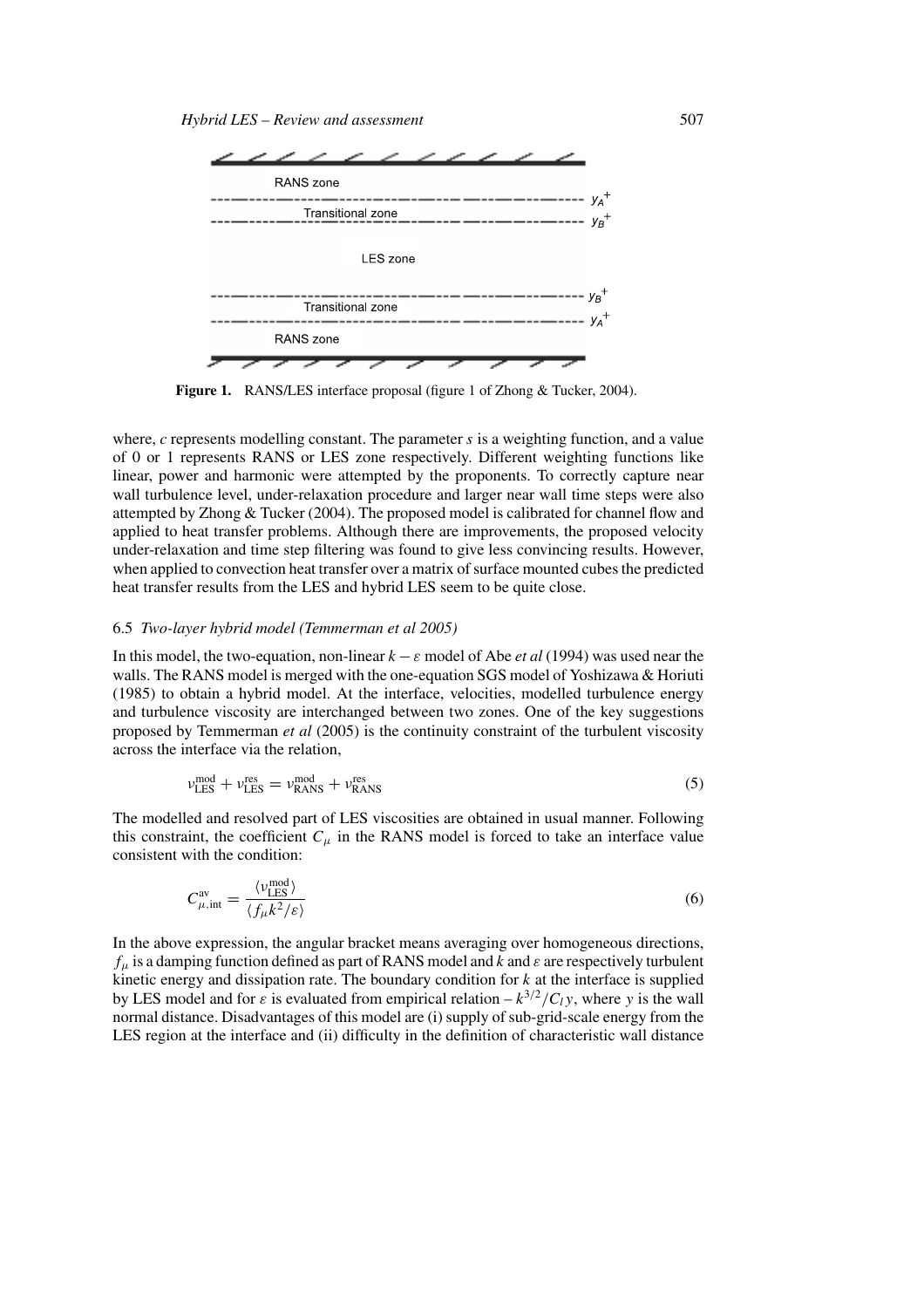RANS zone

Transitional zone $y_A^+$

$y_B^+$

LES zone

$y_B^+$

Transitional zone

$y_A^+$

RANS zone

**Figure 1.** RANS/LES interface proposal (figure 1 of Zhong & Tucker, 2004).

where, $c$ represents modelling constant. The parameter $s$ is a weighting function, and a value of 0 or 1 represents RANS or LES zone respectively. Different weighting functions like linear, power and harmonic were attempted by the proponents. To correctly capture near wall turbulence level, under-relaxation procedure and larger near wall time steps were also attempted by Zhong & Tucker (2004). The proposed model is calibrated for channel flow and applied to heat transfer problems. Although there are improvements, the proposed velocity under-relaxation and time step filtering was found to give less convincing results. However, when applied to convection heat transfer over a matrix of surface mounted cubes the predicted heat transfer results from the LES and hybrid LES seem to be quite close.

### 6.5 *Two-layer hybrid model (Temmerman et al 2005)*

In this model, the two-equation, non-linear $k - \varepsilon$ model of Abe *et al* (1994) was used near the walls. The RANS model is merged with the one-equation SGS model of Yoshizawa & Horiuti (1985) to obtain a hybrid model. At the interface, velocities, modelled turbulence energy and turbulence viscosity are interchanged between two zones. One of the key suggestions proposed by Temmerman *et al* (2005) is the continuity constraint of the turbulent viscosity across the interface via the relation,

$$\nu_{\mathrm{LES}}^{\mathrm{mod}} + \nu_{\mathrm{LES}}^{\mathrm{res}} = \nu_{\mathrm{RANS}}^{\mathrm{mod}} + \nu_{\mathrm{RANS}}^{\mathrm{res}} \tag{5}$$

The modelled and resolved part of LES viscosities are obtained in usual manner. Following this constraint, the coefficient $C_\mu$ in the RANS model is forced to take an interface value consistent with the condition:

$$C_{\mu,\mathrm{int}}^{\mathrm{av}} = \frac{\langle \nu_{\mathrm{LES}}^{\mathrm{mod}} \rangle}{\langle f_\mu k^2/\varepsilon \rangle} \tag{6}$$

In the above expression, the angular bracket means averaging over homogeneous directions, $f_\mu$ is a damping function defined as part of RANS model and $k$ and $\varepsilon$ are respectively turbulent kinetic energy and dissipation rate. The boundary condition for $k$ at the interface is supplied by LES model and for $\varepsilon$ is evaluated from empirical relation – $k^{3/2}/C_l y$, where $y$ is the wall normal distance. Disadvantages of this model are (i) supply of sub-grid-scale energy from the LES region at the interface and (ii) difficulty in the definition of characteristic wall distance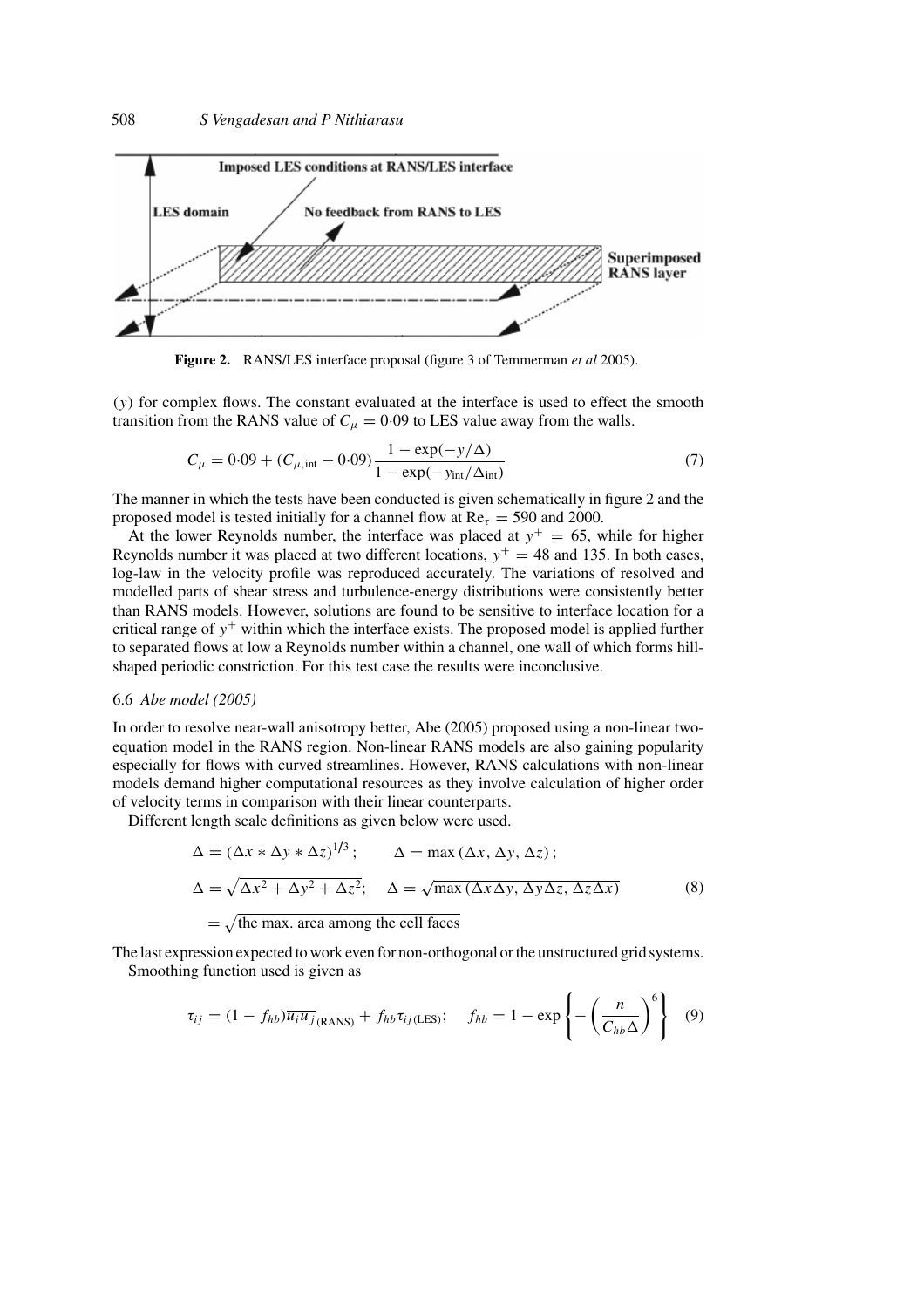**Figure 2.** RANS/LES interface proposal (figure 3 of Temmerman *et al* 2005).

($y$) for complex flows. The constant evaluated at the interface is used to effect the smooth transition from the RANS value of $C_\mu = 0{\cdot}09$ to LES value away from the walls.

$$C_\mu = 0{\cdot}09 + (C_{\mu,\text{int}} - 0{\cdot}09)\frac{1 - \exp(-y/\Delta)}{1 - \exp(-y_{\text{int}}/\Delta_{\text{int}})} \tag{7}$$

The manner in which the tests have been conducted is given schematically in figure 2 and the proposed model is tested initially for a channel flow at $\text{Re}_\tau = 590$ and 2000.

At the lower Reynolds number, the interface was placed at $y^+ = 65$, while for higher Reynolds number it was placed at two different locations, $y^+ = 48$ and 135. In both cases, log-law in the velocity profile was reproduced accurately. The variations of resolved and modelled parts of shear stress and turbulence-energy distributions were consistently better than RANS models. However, solutions are found to be sensitive to interface location for a critical range of $y^+$ within which the interface exists. The proposed model is applied further to separated flows at low a Reynolds number within a channel, one wall of which forms hill-shaped periodic constriction. For this test case the results were inconclusive.

### 6.6 *Abe model (2005)*

In order to resolve near-wall anisotropy better, Abe (2005) proposed using a non-linear two-equation model in the RANS region. Non-linear RANS models are also gaining popularity especially for flows with curved streamlines. However, RANS calculations with non-linear models demand higher computational resources as they involve calculation of higher order of velocity terms in comparison with their linear counterparts.

Different length scale definitions as given below were used.

$$\begin{aligned}
&\Delta = (\Delta x * \Delta y * \Delta z)^{1/3}; \qquad \Delta = \max(\Delta x, \Delta y, \Delta z);\\
&\Delta = \sqrt{\Delta x^2 + \Delta y^2 + \Delta z^2}; \quad \Delta = \sqrt{\max(\Delta x \Delta y, \Delta y \Delta z, \Delta z \Delta x)}\\
&\quad = \sqrt{\text{the max. area among the cell faces}}
\end{aligned} \tag{8}$$

The last expression expected to work even for non-orthogonal or the unstructured grid systems.

Smoothing function used is given as

$$\tau_{ij} = (1 - f_{hb})\overline{u_i u_j}_{(\text{RANS})} + f_{hb}\tau_{ij(\text{LES})}; \quad f_{hb} = 1 - \exp\left\{-\left(\frac{n}{C_{hb}\Delta}\right)^6\right\} \tag{9}$$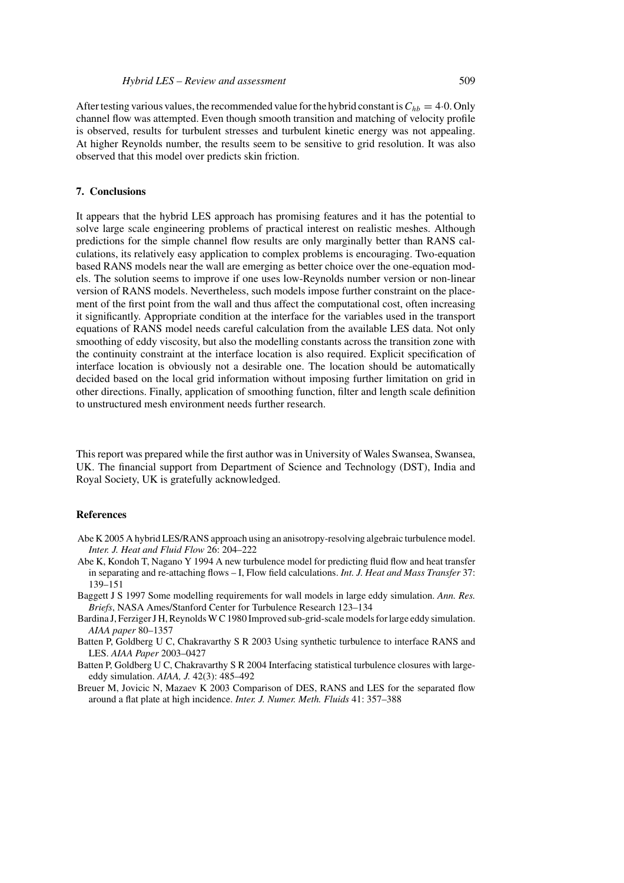After testing various values, the recommended value for the hybrid constant is $C_{hb} = 4{\cdot}0$. Only channel flow was attempted. Even though smooth transition and matching of velocity profile is observed, results for turbulent stresses and turbulent kinetic energy was not appealing. At higher Reynolds number, the results seem to be sensitive to grid resolution. It was also observed that this model over predicts skin friction.

## 7. Conclusions

It appears that the hybrid LES approach has promising features and it has the potential to solve large scale engineering problems of practical interest on realistic meshes. Although predictions for the simple channel flow results are only marginally better than RANS calculations, its relatively easy application to complex problems is encouraging. Two-equation based RANS models near the wall are emerging as better choice over the one-equation models. The solution seems to improve if one uses low-Reynolds number version or non-linear version of RANS models. Nevertheless, such models impose further constraint on the placement of the first point from the wall and thus affect the computational cost, often increasing it significantly. Appropriate condition at the interface for the variables used in the transport equations of RANS model needs careful calculation from the available LES data. Not only smoothing of eddy viscosity, but also the modelling constants across the transition zone with the continuity constraint at the interface location is also required. Explicit specification of interface location is obviously not a desirable one. The location should be automatically decided based on the local grid information without imposing further limitation on grid in other directions. Finally, application of smoothing function, filter and length scale definition to unstructured mesh environment needs further research.

This report was prepared while the first author was in University of Wales Swansea, Swansea, UK. The financial support from Department of Science and Technology (DST), India and Royal Society, UK is gratefully acknowledged.

## References

Abe K 2005 A hybrid LES/RANS approach using an anisotropy-resolving algebraic turbulence model. *Inter. J. Heat and Fluid Flow* 26: 204–222

Abe K, Kondoh T, Nagano Y 1994 A new turbulence model for predicting fluid flow and heat transfer in separating and re-attaching flows – I, Flow field calculations. *Int. J. Heat and Mass Transfer* 37: 139–151

Baggett J S 1997 Some modelling requirements for wall models in large eddy simulation. *Ann. Res. Briefs*, NASA Ames/Stanford Center for Turbulence Research 123–134

Bardina J, Ferziger J H, Reynolds W C 1980 Improved sub-grid-scale models for large eddy simulation. *AIAA paper* 80–1357

Batten P, Goldberg U C, Chakravarthy S R 2003 Using synthetic turbulence to interface RANS and LES. *AIAA Paper* 2003–0427

Batten P, Goldberg U C, Chakravarthy S R 2004 Interfacing statistical turbulence closures with large-eddy simulation. *AIAA, J.* 42(3): 485–492

Breuer M, Jovicic N, Mazaev K 2003 Comparison of DES, RANS and LES for the separated flow around a flat plate at high incidence. *Inter. J. Numer. Meth. Fluids* 41: 357–388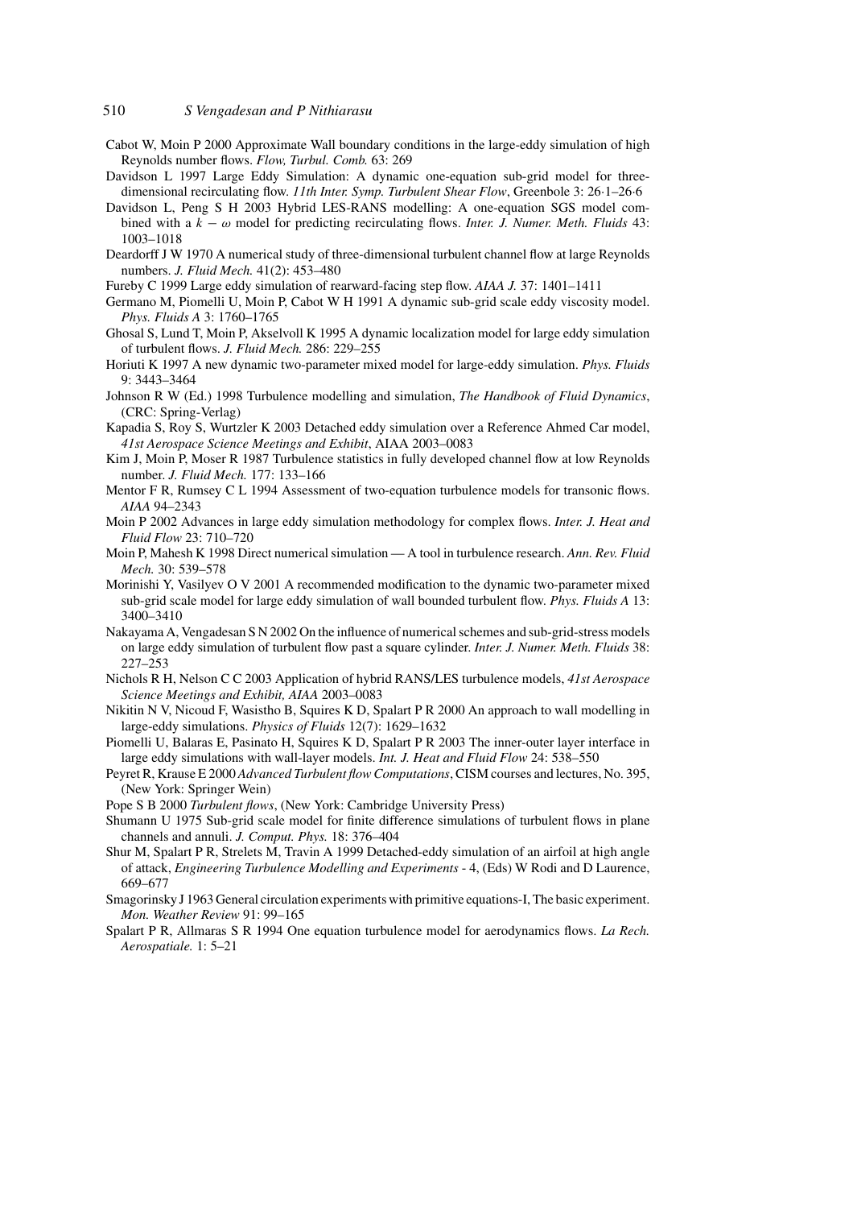Cabot W, Moin P 2000 Approximate Wall boundary conditions in the large-eddy simulation of high Reynolds number flows. *Flow, Turbul. Comb.* 63: 269

Davidson L 1997 Large Eddy Simulation: A dynamic one-equation sub-grid model for three-dimensional recirculating flow. *11th Inter. Symp. Turbulent Shear Flow*, Greenbole 3: 26·1–26·6

Davidson L, Peng S H 2003 Hybrid LES-RANS modelling: A one-equation SGS model combined with a $k - \omega$ model for predicting recirculating flows. *Inter. J. Numer. Meth. Fluids* 43: 1003–1018

Deardorff J W 1970 A numerical study of three-dimensional turbulent channel flow at large Reynolds numbers. *J. Fluid Mech.* 41(2): 453–480

Fureby C 1999 Large eddy simulation of rearward-facing step flow. *AIAA J.* 37: 1401–1411

Germano M, Piomelli U, Moin P, Cabot W H 1991 A dynamic sub-grid scale eddy viscosity model. *Phys. Fluids A* 3: 1760–1765

Ghosal S, Lund T, Moin P, Akselvoll K 1995 A dynamic localization model for large eddy simulation of turbulent flows. *J. Fluid Mech.* 286: 229–255

Horiuti K 1997 A new dynamic two-parameter mixed model for large-eddy simulation. *Phys. Fluids* 9: 3443–3464

Johnson R W (Ed.) 1998 Turbulence modelling and simulation, *The Handbook of Fluid Dynamics*, (CRC: Spring-Verlag)

Kapadia S, Roy S, Wurtzler K 2003 Detached eddy simulation over a Reference Ahmed Car model, *41st Aerospace Science Meetings and Exhibit*, AIAA 2003–0083

Kim J, Moin P, Moser R 1987 Turbulence statistics in fully developed channel flow at low Reynolds number. *J. Fluid Mech.* 177: 133–166

Mentor F R, Rumsey C L 1994 Assessment of two-equation turbulence models for transonic flows. *AIAA* 94–2343

Moin P 2002 Advances in large eddy simulation methodology for complex flows. *Inter. J. Heat and Fluid Flow* 23: 710–720

Moin P, Mahesh K 1998 Direct numerical simulation — A tool in turbulence research. *Ann. Rev. Fluid Mech.* 30: 539–578

Morinishi Y, Vasilyev O V 2001 A recommended modification to the dynamic two-parameter mixed sub-grid scale model for large eddy simulation of wall bounded turbulent flow. *Phys. Fluids A* 13: 3400–3410

Nakayama A, Vengadesan S N 2002 On the influence of numerical schemes and sub-grid-stress models on large eddy simulation of turbulent flow past a square cylinder. *Inter. J. Numer. Meth. Fluids* 38: 227–253

Nichols R H, Nelson C C 2003 Application of hybrid RANS/LES turbulence models, *41st Aerospace Science Meetings and Exhibit, AIAA* 2003–0083

Nikitin N V, Nicoud F, Wasistho B, Squires K D, Spalart P R 2000 An approach to wall modelling in large-eddy simulations. *Physics of Fluids* 12(7): 1629–1632

Piomelli U, Balaras E, Pasinato H, Squires K D, Spalart P R 2003 The inner-outer layer interface in large eddy simulations with wall-layer models. *Int. J. Heat and Fluid Flow* 24: 538–550

Peyret R, Krause E 2000 *Advanced Turbulent flow Computations*, CISM courses and lectures, No. 395, (New York: Springer Wein)

Pope S B 2000 *Turbulent flows*, (New York: Cambridge University Press)

Shumann U 1975 Sub-grid scale model for finite difference simulations of turbulent flows in plane channels and annuli. *J. Comput. Phys.* 18: 376–404

Shur M, Spalart P R, Strelets M, Travin A 1999 Detached-eddy simulation of an airfoil at high angle of attack, *Engineering Turbulence Modelling and Experiments* - 4, (Eds) W Rodi and D Laurence, 669–677

Smagorinsky J 1963 General circulation experiments with primitive equations-I, The basic experiment. *Mon. Weather Review* 91: 99–165

Spalart P R, Allmaras S R 1994 One equation turbulence model for aerodynamics flows. *La Rech. Aerospatiale.* 1: 5–21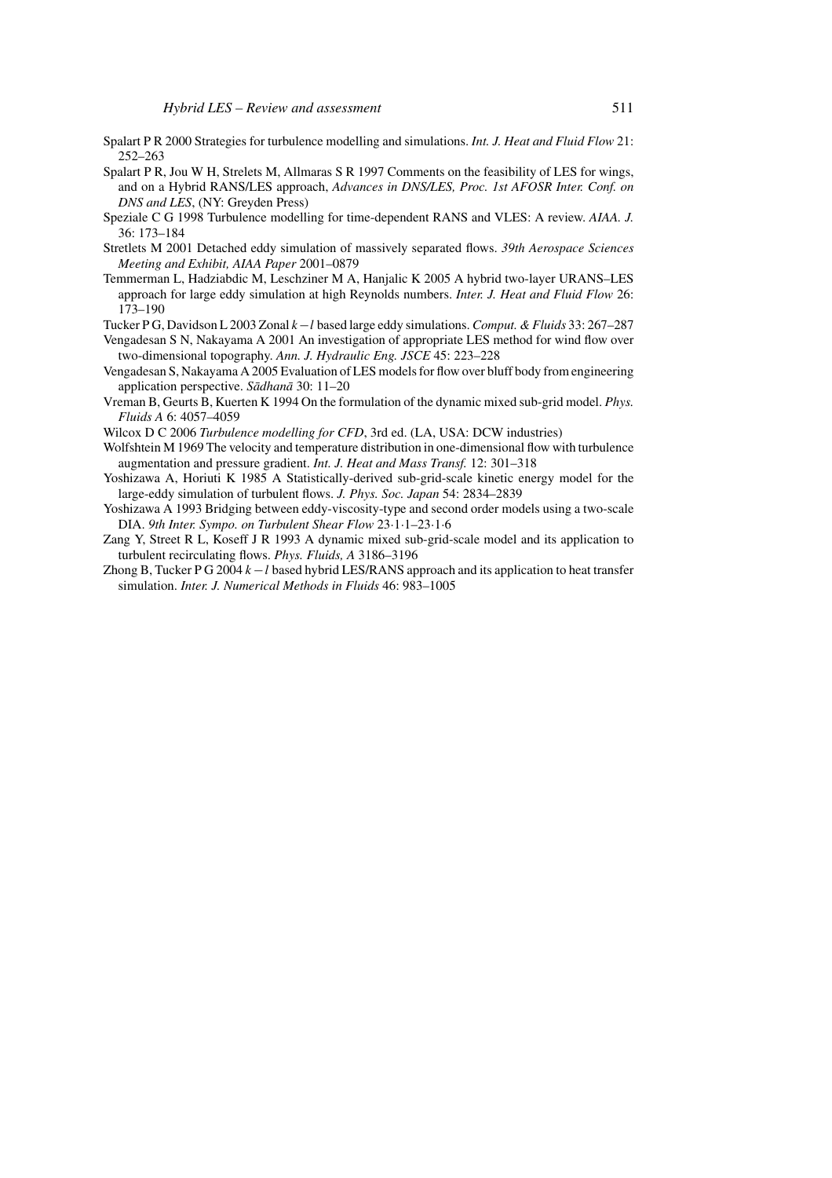Spalart P R 2000 Strategies for turbulence modelling and simulations. *Int. J. Heat and Fluid Flow* 21: 252–263

Spalart P R, Jou W H, Strelets M, Allmaras S R 1997 Comments on the feasibility of LES for wings, and on a Hybrid RANS/LES approach, *Advances in DNS/LES, Proc. 1st AFOSR Inter. Conf. on DNS and LES*, (NY: Greyden Press)

Speziale C G 1998 Turbulence modelling for time-dependent RANS and VLES: A review. *AIAA. J.* 36: 173–184

Stretlets M 2001 Detached eddy simulation of massively separated flows. *39th Aerospace Sciences Meeting and Exhibit, AIAA Paper* 2001–0879

Temmerman L, Hadziabdic M, Leschziner M A, Hanjalic K 2005 A hybrid two-layer URANS–LES approach for large eddy simulation at high Reynolds numbers. *Inter. J. Heat and Fluid Flow* 26: 173–190

Tucker P G, Davidson L 2003 Zonal $k-l$ based large eddy simulations. *Comput. & Fluids* 33: 267–287

Vengadesan S N, Nakayama A 2001 An investigation of appropriate LES method for wind flow over two-dimensional topography. *Ann. J. Hydraulic Eng. JSCE* 45: 223–228

Vengadesan S, Nakayama A 2005 Evaluation of LES models for flow over bluff body from engineering application perspective. *Sādhanā* 30: 11–20

Vreman B, Geurts B, Kuerten K 1994 On the formulation of the dynamic mixed sub-grid model. *Phys. Fluids A* 6: 4057–4059

Wilcox D C 2006 *Turbulence modelling for CFD*, 3rd ed. (LA, USA: DCW industries)

Wolfshtein M 1969 The velocity and temperature distribution in one-dimensional flow with turbulence augmentation and pressure gradient. *Int. J. Heat and Mass Transf.* 12: 301–318

Yoshizawa A, Horiuti K 1985 A Statistically-derived sub-grid-scale kinetic energy model for the large-eddy simulation of turbulent flows. *J. Phys. Soc. Japan* 54: 2834–2839

Yoshizawa A 1993 Bridging between eddy-viscosity-type and second order models using a two-scale DIA. *9th Inter. Sympo. on Turbulent Shear Flow* 23·1·1–23·1·6

Zang Y, Street R L, Koseff J R 1993 A dynamic mixed sub-grid-scale model and its application to turbulent recirculating flows. *Phys. Fluids, A* 3186–3196

Zhong B, Tucker P G 2004 $k-l$ based hybrid LES/RANS approach and its application to heat transfer simulation. *Inter. J. Numerical Methods in Fluids* 46: 983–1005